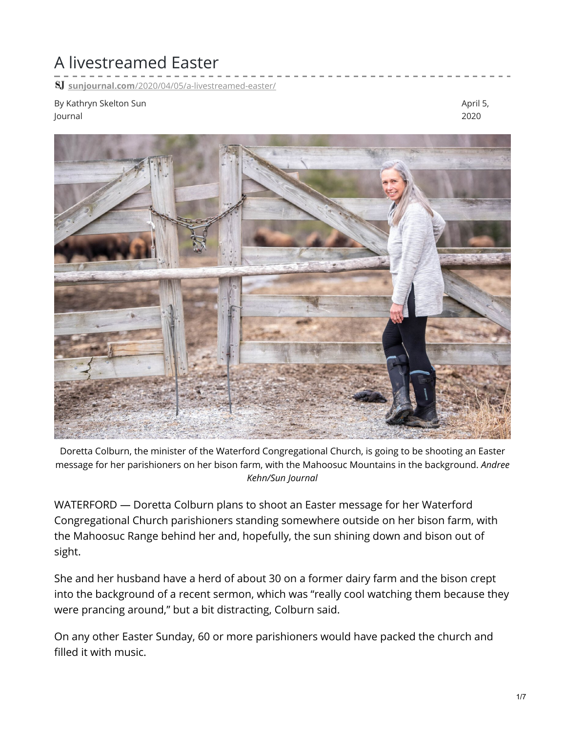# A livestreamed Easter

SJ sunjournal.com/2020/04/05/a-livestreamed-easter/

By Kathryn Skelton Sun Journal

April 5, 2020

Doretta Colburn, the minister of the Waterford Congregational Church, is going to be shooting an Easter message for her parishioners on her bison farm, with the Mahoosuc Mountains in the background. *Andree Kehn/Sun Journal*

WATERFORD — Doretta Colburn plans to shoot an Easter message for her Waterford Congregational Church parishioners standing somewhere outside on her bison farm, with the Mahoosuc Range behind her and, hopefully, the sun shining down and bison out of sight.

She and her husband have a herd of about 30 on a former dairy farm and the bison crept into the background of a recent sermon, which was "really cool watching them because they were prancing around," but a bit distracting, Colburn said.

On any other Easter Sunday, 60 or more parishioners would have packed the church and filled it with music.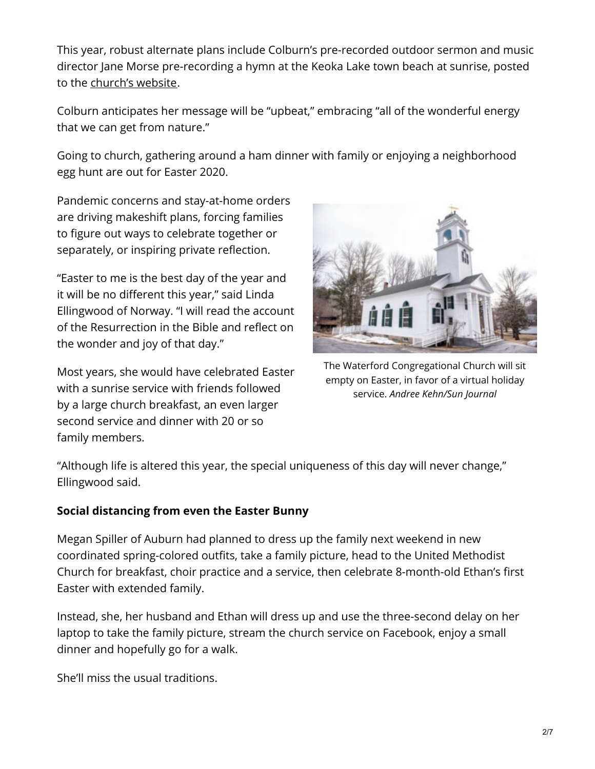This year, robust alternate plans include Colburn's pre-recorded outdoor sermon and music director Jane Morse pre-recording a hymn at the Keoka Lake town beach at sunrise, posted to the church's website.

Colburn anticipates her message will be "upbeat," embracing "all of the wonderful energy that we can get from nature."

Going to church, gathering around a ham dinner with family or enjoying a neighborhood egg hunt are out for Easter 2020.

Pandemic concerns and stay-at-home orders are driving makeshift plans, forcing families to figure out ways to celebrate together or separately, or inspiring private reflection.

"Easter to me is the best day of the year and it will be no different this year," said Linda Ellingwood of Norway. "I will read the account of the Resurrection in the Bible and reflect on the wonder and joy of that day."

The Waterford Congregational Church will sit empty on Easter, in favor of a virtual holiday service. *Andree Kehn/Sun Journal*

Most years, she would have celebrated Easter with a sunrise service with friends followed by a large church breakfast, an even larger second service and dinner with 20 or so family members.

"Although life is altered this year, the special uniqueness of this day will never change," Ellingwood said.

**Social distancing from even the Easter Bunny**

Megan Spiller of Auburn had planned to dress up the family next weekend in new coordinated spring-colored outfits, take a family picture, head to the United Methodist Church for breakfast, choir practice and a service, then celebrate 8-month-old Ethan's first Easter with extended family.

Instead, she, her husband and Ethan will dress up and use the three-second delay on her laptop to take the family picture, stream the church service on Facebook, enjoy a small dinner and hopefully go for a walk.

She'll miss the usual traditions.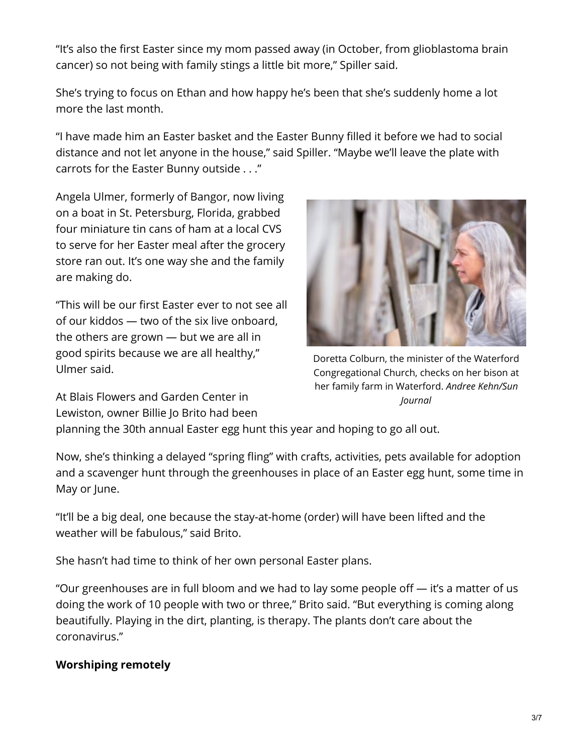"It's also the first Easter since my mom passed away (in October, from glioblastoma brain cancer) so not being with family stings a little bit more," Spiller said.

She's trying to focus on Ethan and how happy he's been that she's suddenly home a lot more the last month.

"I have made him an Easter basket and the Easter Bunny filled it before we had to social distance and not let anyone in the house," said Spiller. "Maybe we'll leave the plate with carrots for the Easter Bunny outside . . ."

Angela Ulmer, formerly of Bangor, now living on a boat in St. Petersburg, Florida, grabbed four miniature tin cans of ham at a local CVS to serve for her Easter meal after the grocery store ran out. It's one way she and the family are making do.

"This will be our first Easter ever to not see all of our kiddos — two of the six live onboard, the others are grown — but we are all in good spirits because we are all healthy," Ulmer said.

Doretta Colburn, the minister of the Waterford Congregational Church, checks on her bison at her family farm in Waterford. *Andree Kehn/Sun Journal*

At Blais Flowers and Garden Center in Lewiston, owner Billie Jo Brito had been planning the 30th annual Easter egg hunt this year and hoping to go all out.

Now, she's thinking a delayed "spring fling" with crafts, activities, pets available for adoption and a scavenger hunt through the greenhouses in place of an Easter egg hunt, some time in May or June.

"It'll be a big deal, one because the stay-at-home (order) will have been lifted and the weather will be fabulous," said Brito.

She hasn't had time to think of her own personal Easter plans.

"Our greenhouses are in full bloom and we had to lay some people off — it's a matter of us doing the work of 10 people with two or three," Brito said. "But everything is coming along beautifully. Playing in the dirt, planting, is therapy. The plants don't care about the coronavirus."

**Worshiping remotely**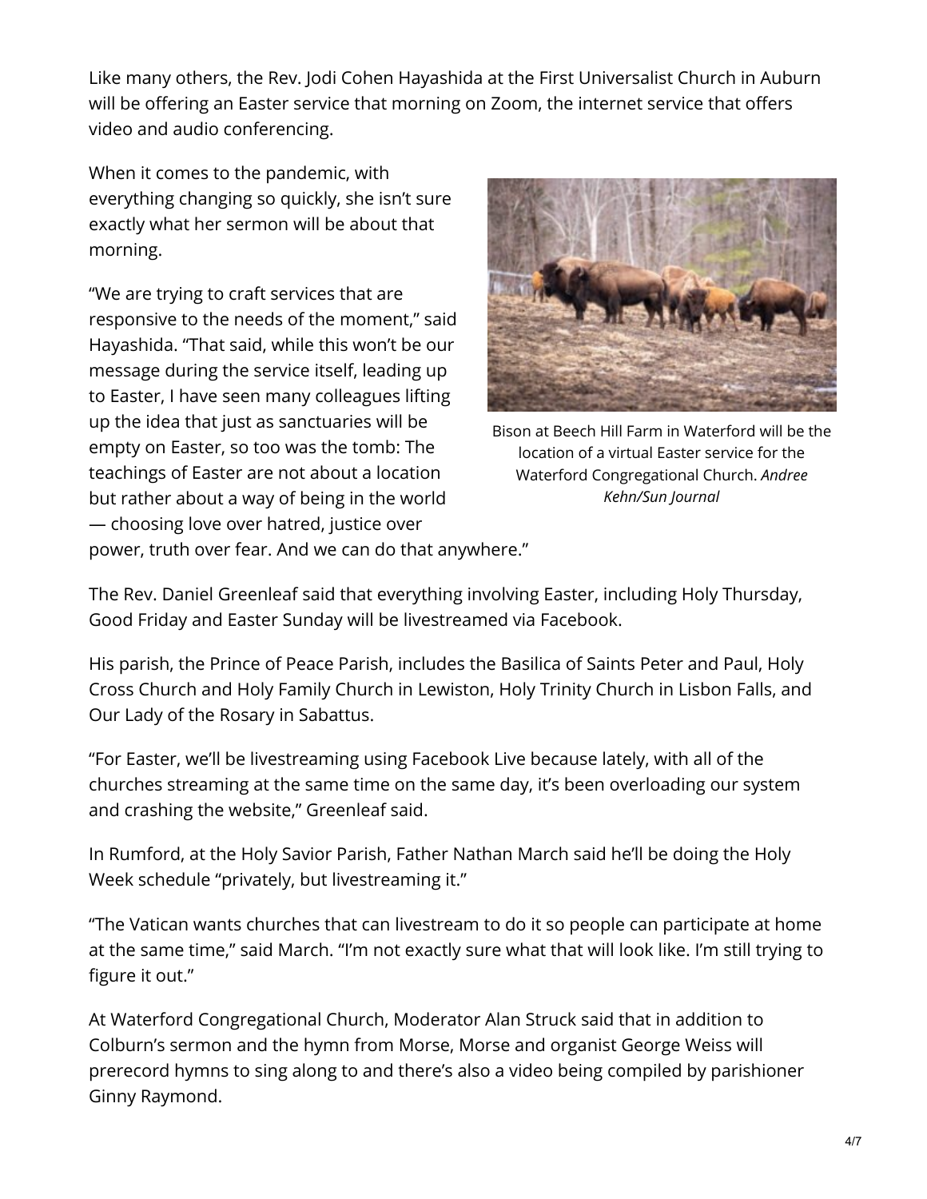Like many others, the Rev. Jodi Cohen Hayashida at the First Universalist Church in Auburn will be offering an Easter service that morning on Zoom, the internet service that offers video and audio conferencing.

When it comes to the pandemic, with everything changing so quickly, she isn't sure exactly what her sermon will be about that morning.

"We are trying to craft services that are responsive to the needs of the moment," said Hayashida. "That said, while this won't be our message during the service itself, leading up to Easter, I have seen many colleagues lifting up the idea that just as sanctuaries will be empty on Easter, so too was the tomb: The teachings of Easter are not about a location but rather about a way of being in the world — choosing love over hatred, justice over power, truth over fear. And we can do that anywhere."

Bison at Beech Hill Farm in Waterford will be the location of a virtual Easter service for the Waterford Congregational Church. *Andree Kehn/Sun Journal*

The Rev. Daniel Greenleaf said that everything involving Easter, including Holy Thursday, Good Friday and Easter Sunday will be livestreamed via Facebook.

His parish, the Prince of Peace Parish, includes the Basilica of Saints Peter and Paul, Holy Cross Church and Holy Family Church in Lewiston, Holy Trinity Church in Lisbon Falls, and Our Lady of the Rosary in Sabattus.

"For Easter, we'll be livestreaming using Facebook Live because lately, with all of the churches streaming at the same time on the same day, it's been overloading our system and crashing the website," Greenleaf said.

In Rumford, at the Holy Savior Parish, Father Nathan March said he'll be doing the Holy Week schedule "privately, but livestreaming it."

"The Vatican wants churches that can livestream to do it so people can participate at home at the same time," said March. "I'm not exactly sure what that will look like. I'm still trying to figure it out."

At Waterford Congregational Church, Moderator Alan Struck said that in addition to Colburn's sermon and the hymn from Morse, Morse and organist George Weiss will prerecord hymns to sing along to and there's also a video being compiled by parishioner Ginny Raymond.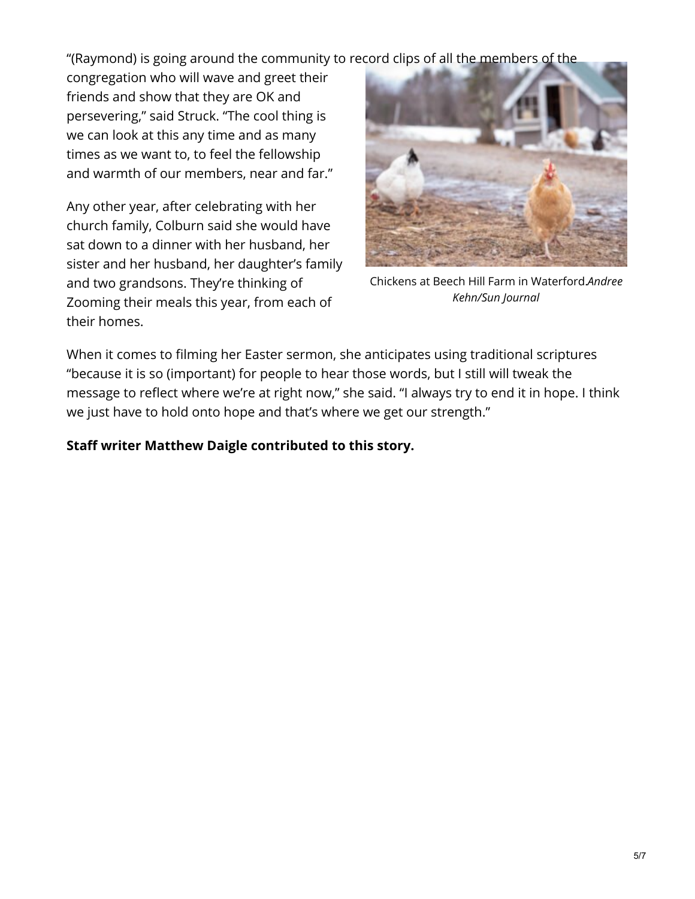"(Raymond) is going around the community to record clips of all the members of the congregation who will wave and greet their friends and show that they are OK and persevering," said Struck. "The cool thing is we can look at this any time and as many times as we want to, to feel the fellowship and warmth of our members, near and far."

Chickens at Beech Hill Farm in Waterford.*Andree Kehn/Sun Journal*

Any other year, after celebrating with her church family, Colburn said she would have sat down to a dinner with her husband, her sister and her husband, her daughter's family and two grandsons. They're thinking of Zooming their meals this year, from each of their homes.

When it comes to filming her Easter sermon, she anticipates using traditional scriptures "because it is so (important) for people to hear those words, but I still will tweak the message to reflect where we're at right now," she said. "I always try to end it in hope. I think we just have to hold onto hope and that's where we get our strength."

**Staff writer Matthew Daigle contributed to this story.**